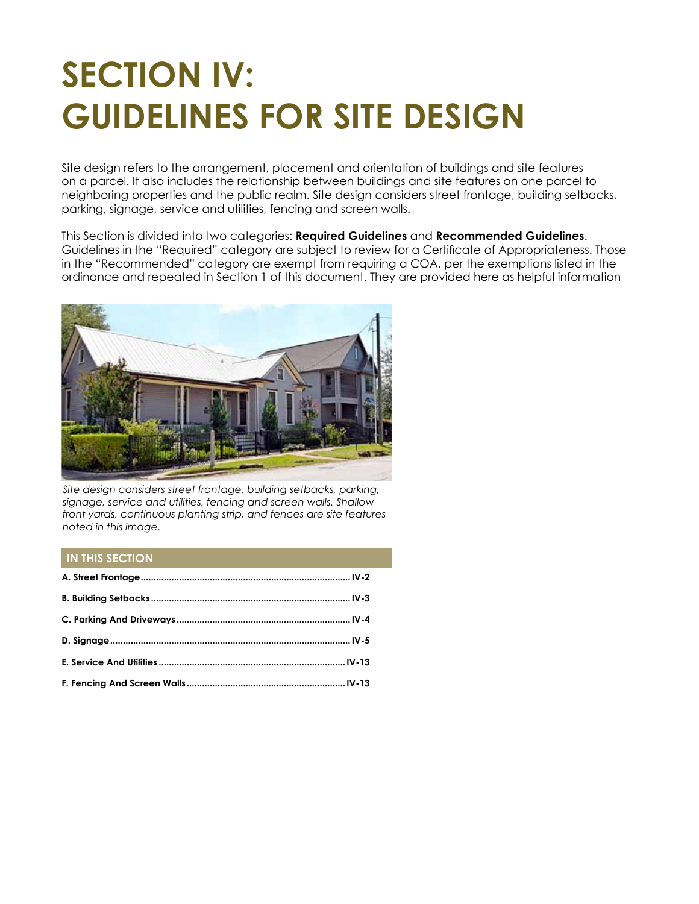# SECTION IV: GUIDELINES FOR SITE DESIGN

Site design refers to the arrangement, placement and orientation of buildings and site features on a parcel. It also includes the relationship between buildings and site features on one parcel to neighboring properties and the public realm. Site design considers street frontage, building setbacks, parking, signage, service and utilities, fencing and screen walls.

This Section is divided into two categories: **Required Guidelines** and **Recommended Guidelines**. Guidelines in the "Required" category are subject to review for a Certificate of Appropriateness. Those in the "Recommended" category are exempt from requiring a COA, per the exemptions listed in the ordinance and repeated in Section 1 of this document. They are provided here as helpful information

*Site design considers street frontage, building setbacks, parking, signage, service and utilities, fencing and screen walls. Shallow front yards, continuous planting strip, and fences are site features noted in this image.*

## IN THIS SECTION

| | |
|---|---|
| **A. Street Frontage** | **IV-2** |
| **B. Building Setbacks** | **IV-3** |
| **C. Parking And Driveways** | **IV-4** |
| **D. Signage** | **IV-5** |
| **E. Service And Utilities** | **IV-13** |
| **F. Fencing And Screen Walls** | **IV-13** |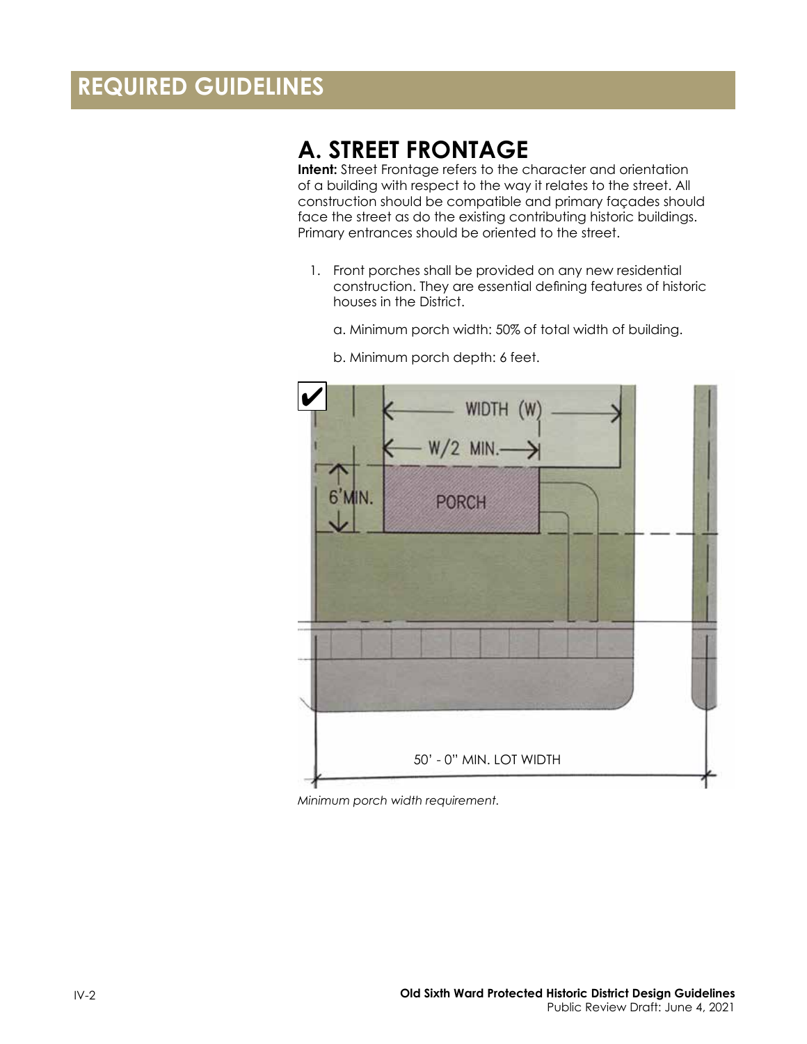# REQUIRED GUIDELINES

## A. STREET FRONTAGE

**Intent:** Street Frontage refers to the character and orientation of a building with respect to the way it relates to the street. All construction should be compatible and primary façades should face the street as do the existing contributing historic buildings. Primary entrances should be oriented to the street.

1. Front porches shall be provided on any new residential construction. They are essential defining features of historic houses in the District.

   a. Minimum porch width: 50% of total width of building.

   b. Minimum porch depth: 6 feet.

*Minimum porch width requirement.*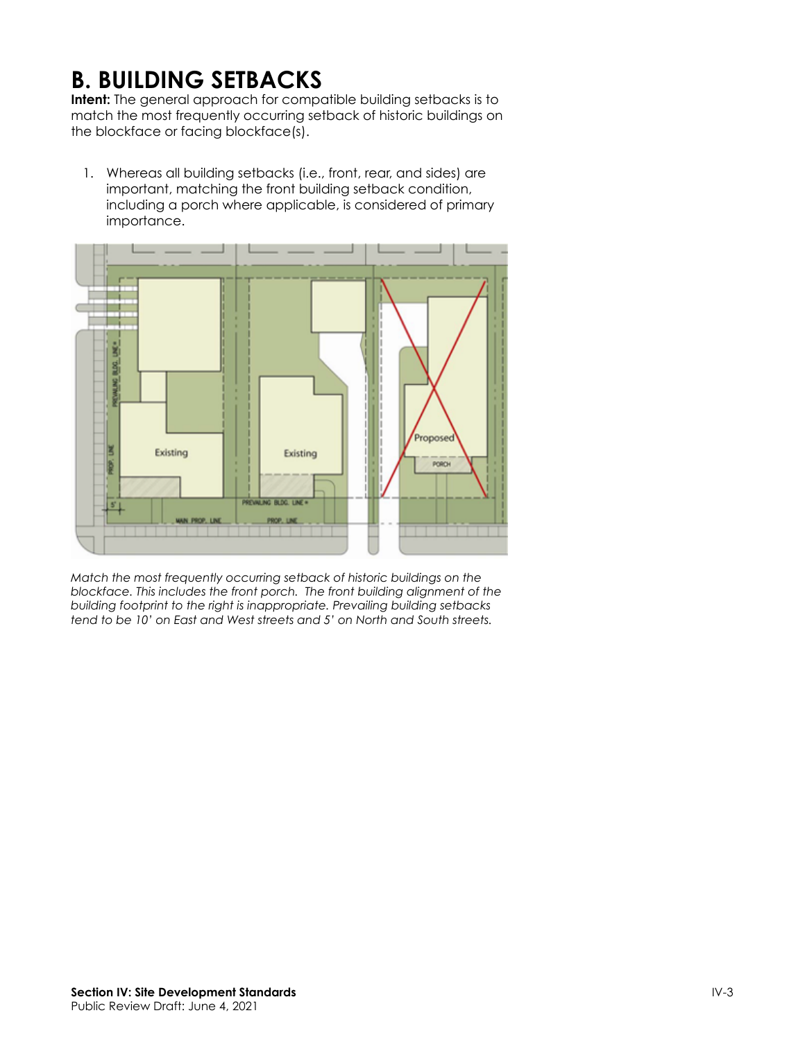# B. BUILDING SETBACKS

**Intent:** The general approach for compatible building setbacks is to match the most frequently occurring setback of historic buildings on the blockface or facing blockface(s).

1. Whereas all building setbacks (i.e., front, rear, and sides) are important, matching the front building setback condition, including a porch where applicable, is considered of primary importance.

*Match the most frequently occurring setback of historic buildings on the blockface. This includes the front porch. The front building alignment of the building footprint to the right is inappropriate. Prevailing building setbacks tend to be 10' on East and West streets and 5' on North and South streets.*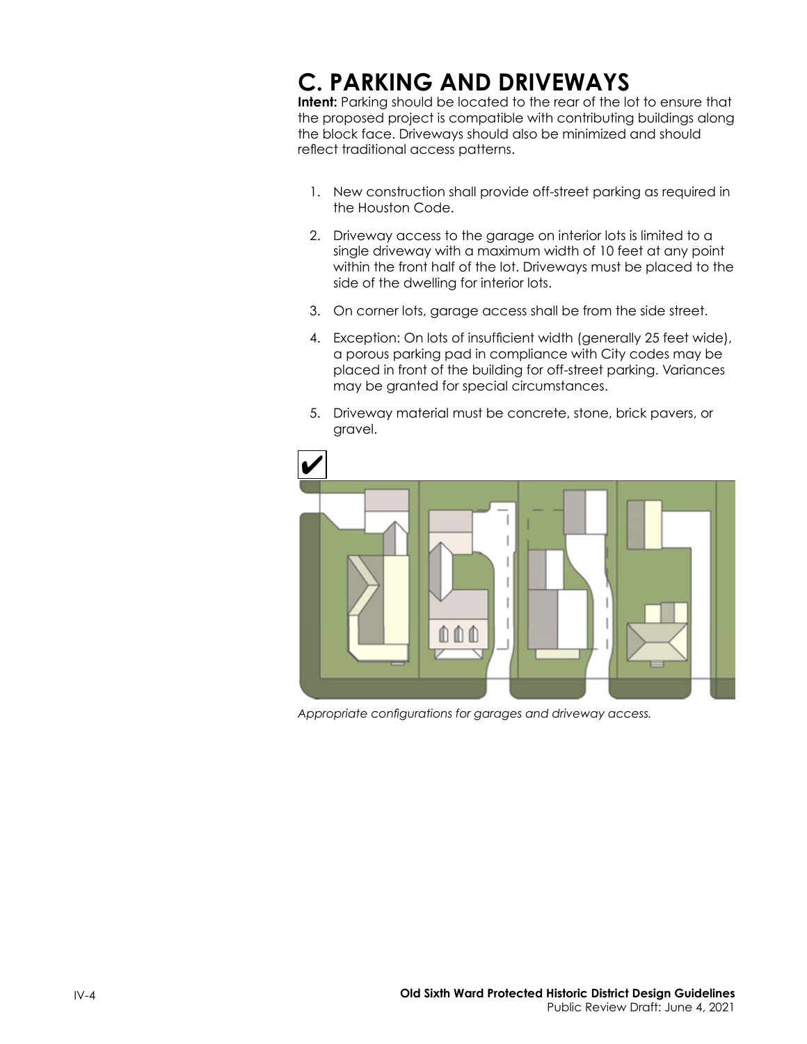# C. PARKING AND DRIVEWAYS

**Intent:** Parking should be located to the rear of the lot to ensure that the proposed project is compatible with contributing buildings along the block face. Driveways should also be minimized and should reflect traditional access patterns.

1. New construction shall provide off-street parking as required in the Houston Code.
2. Driveway access to the garage on interior lots is limited to a single driveway with a maximum width of 10 feet at any point within the front half of the lot. Driveways must be placed to the side of the dwelling for interior lots.
3. On corner lots, garage access shall be from the side street.
4. Exception: On lots of insufficient width (generally 25 feet wide), a porous parking pad in compliance with City codes may be placed in front of the building for off-street parking. Variances may be granted for special circumstances.
5. Driveway material must be concrete, stone, brick pavers, or gravel.

*Appropriate configurations for garages and driveway access.*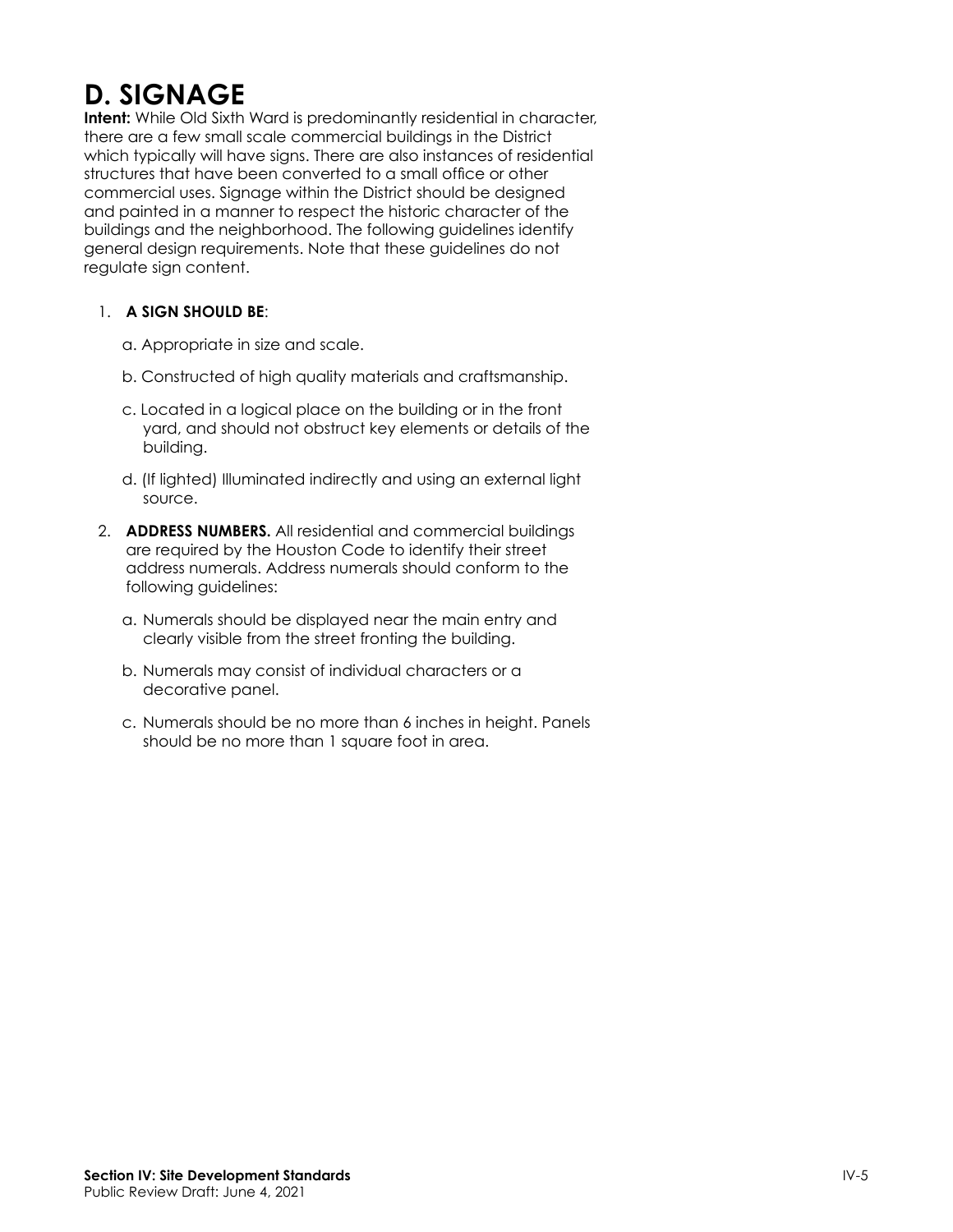# D. SIGNAGE

**Intent:** While Old Sixth Ward is predominantly residential in character, there are a few small scale commercial buildings in the District which typically will have signs. There are also instances of residential structures that have been converted to a small office or other commercial uses. Signage within the District should be designed and painted in a manner to respect the historic character of the buildings and the neighborhood. The following guidelines identify general design requirements. Note that these guidelines do not regulate sign content.

1. **A SIGN SHOULD BE**:

   a. Appropriate in size and scale.

   b. Constructed of high quality materials and craftsmanship.

   c. Located in a logical place on the building or in the front yard, and should not obstruct key elements or details of the building.

   d. (If lighted) Illuminated indirectly and using an external light source.

2. **ADDRESS NUMBERS.** All residential and commercial buildings are required by the Houston Code to identify their street address numerals. Address numerals should conform to the following guidelines:

   a. Numerals should be displayed near the main entry and clearly visible from the street fronting the building.

   b. Numerals may consist of individual characters or a decorative panel.

   c. Numerals should be no more than 6 inches in height. Panels should be no more than 1 square foot in area.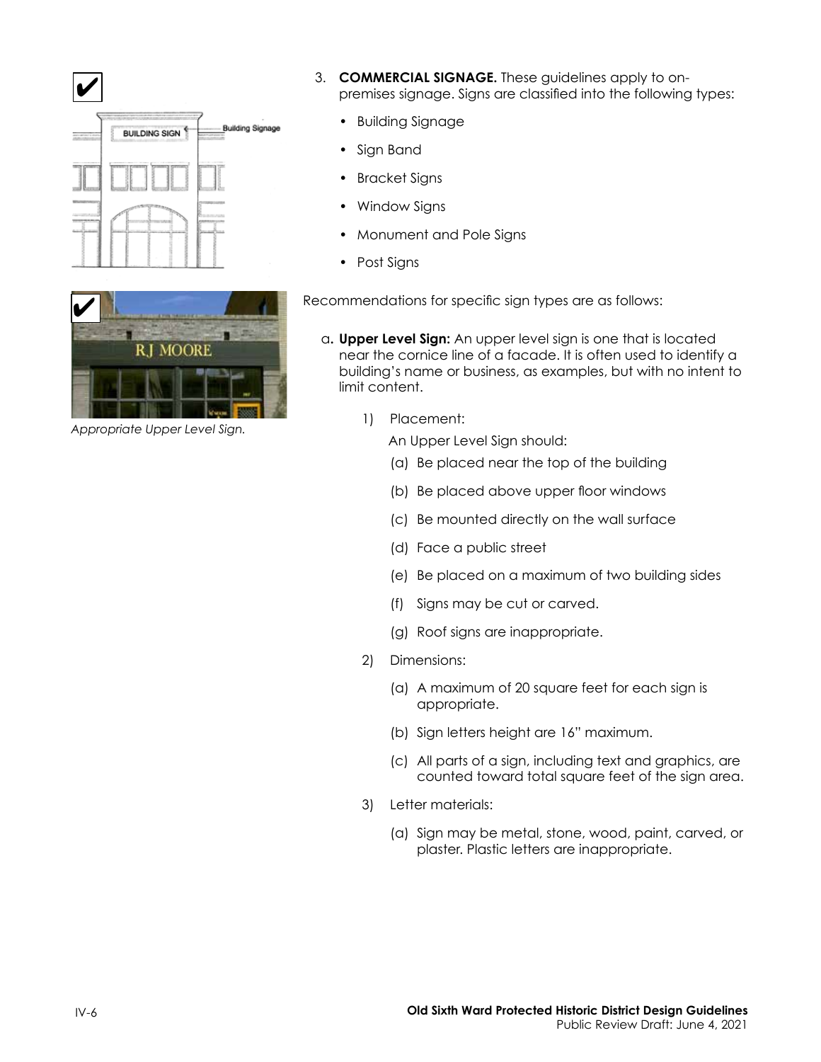3. **COMMERCIAL SIGNAGE.** These guidelines apply to on-premises signage. Signs are classified into the following types:

   - Building Signage
   - Sign Band
   - Bracket Signs
   - Window Signs
   - Monument and Pole Signs
   - Post Signs

*Appropriate Upper Level Sign.*

Recommendations for specific sign types are as follows:

a. **Upper Level Sign:** An upper level sign is one that is located near the cornice line of a facade. It is often used to identify a building's name or business, as examples, but with no intent to limit content.

   1) Placement:

      An Upper Level Sign should:

      (a) Be placed near the top of the building

      (b) Be placed above upper floor windows

      (c) Be mounted directly on the wall surface

      (d) Face a public street

      (e) Be placed on a maximum of two building sides

      (f) Signs may be cut or carved.

      (g) Roof signs are inappropriate.

   2) Dimensions:

      (a) A maximum of 20 square feet for each sign is appropriate.

      (b) Sign letters height are 16" maximum.

      (c) All parts of a sign, including text and graphics, are counted toward total square feet of the sign area.

   3) Letter materials:

      (a) Sign may be metal, stone, wood, paint, carved, or plaster. Plastic letters are inappropriate.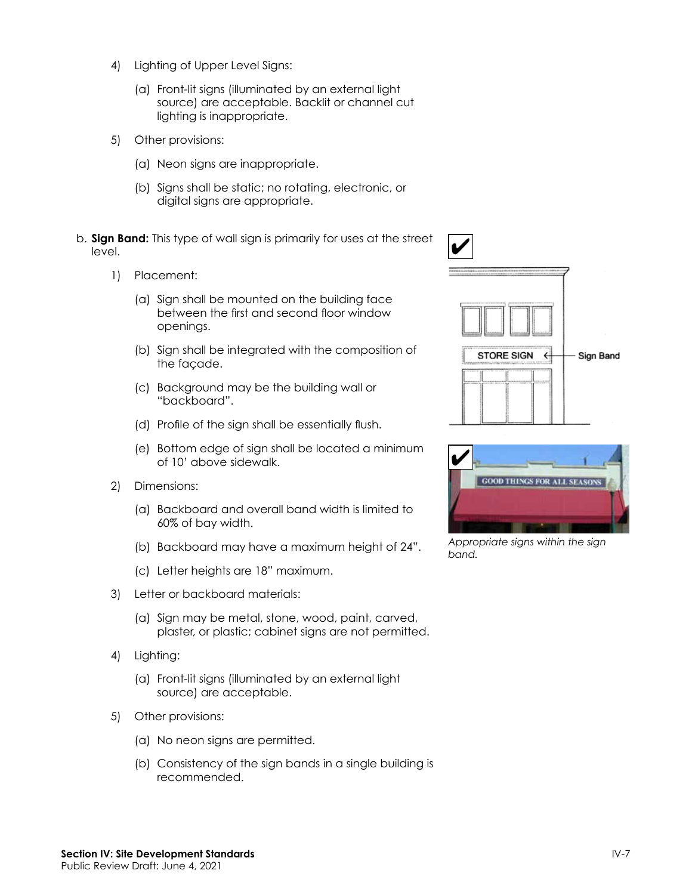4) Lighting of Upper Level Signs:

   (a) Front-lit signs (illuminated by an external light source) are acceptable. Backlit or channel cut lighting is inappropriate.

5) Other provisions:

   (a) Neon signs are inappropriate.

   (b) Signs shall be static; no rotating, electronic, or digital signs are appropriate.

b. **Sign Band:** This type of wall sign is primarily for uses at the street level.

1) Placement:

   (a) Sign shall be mounted on the building face between the first and second floor window openings.

   (b) Sign shall be integrated with the composition of the façade.

   (c) Background may be the building wall or "backboard".

   (d) Profile of the sign shall be essentially flush.

   (e) Bottom edge of sign shall be located a minimum of 10' above sidewalk.

2) Dimensions:

   (a) Backboard and overall band width is limited to 60% of bay width.

   (b) Backboard may have a maximum height of 24".

   (c) Letter heights are 18" maximum.

3) Letter or backboard materials:

   (a) Sign may be metal, stone, wood, paint, carved, plaster, or plastic; cabinet signs are not permitted.

4) Lighting:

   (a) Front-lit signs (illuminated by an external light source) are acceptable.

5) Other provisions:

   (a) No neon signs are permitted.

   (b) Consistency of the sign bands in a single building is recommended.

*Appropriate signs within the sign band.*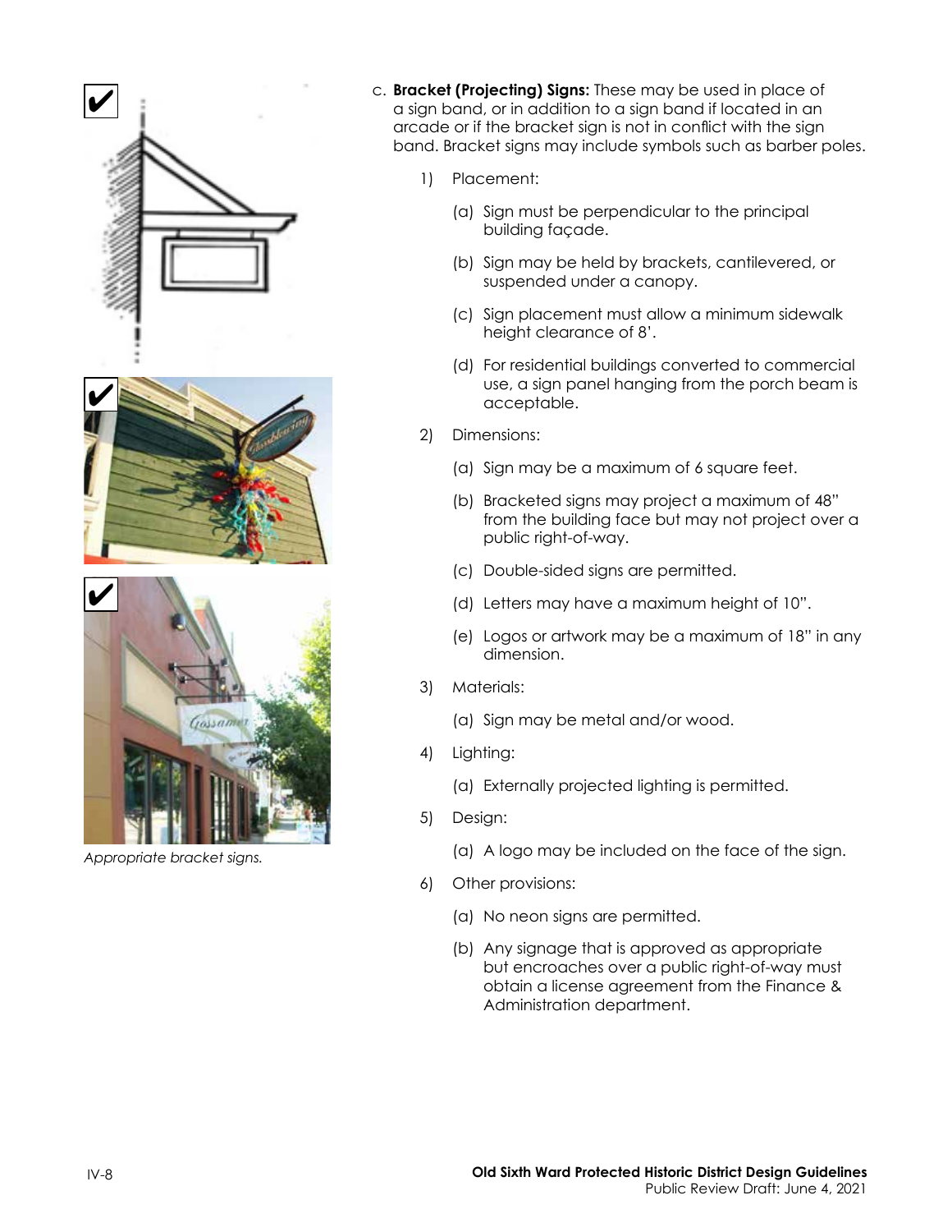Appropriate bracket signs.

c. **Bracket (Projecting) Signs:** These may be used in place of a sign band, or in addition to a sign band if located in an arcade or if the bracket sign is not in conflict with the sign band. Bracket signs may include symbols such as barber poles.

1) Placement:

   (a) Sign must be perpendicular to the principal building façade.

   (b) Sign may be held by brackets, cantilevered, or suspended under a canopy.

   (c) Sign placement must allow a minimum sidewalk height clearance of 8'.

   (d) For residential buildings converted to commercial use, a sign panel hanging from the porch beam is acceptable.

2) Dimensions:

   (a) Sign may be a maximum of 6 square feet.

   (b) Bracketed signs may project a maximum of 48" from the building face but may not project over a public right-of-way.

   (c) Double-sided signs are permitted.

   (d) Letters may have a maximum height of 10".

   (e) Logos or artwork may be a maximum of 18" in any dimension.

3) Materials:

   (a) Sign may be metal and/or wood.

4) Lighting:

   (a) Externally projected lighting is permitted.

5) Design:

   (a) A logo may be included on the face of the sign.

6) Other provisions:

   (a) No neon signs are permitted.

   (b) Any signage that is approved as appropriate but encroaches over a public right-of-way must obtain a license agreement from the Finance & Administration department.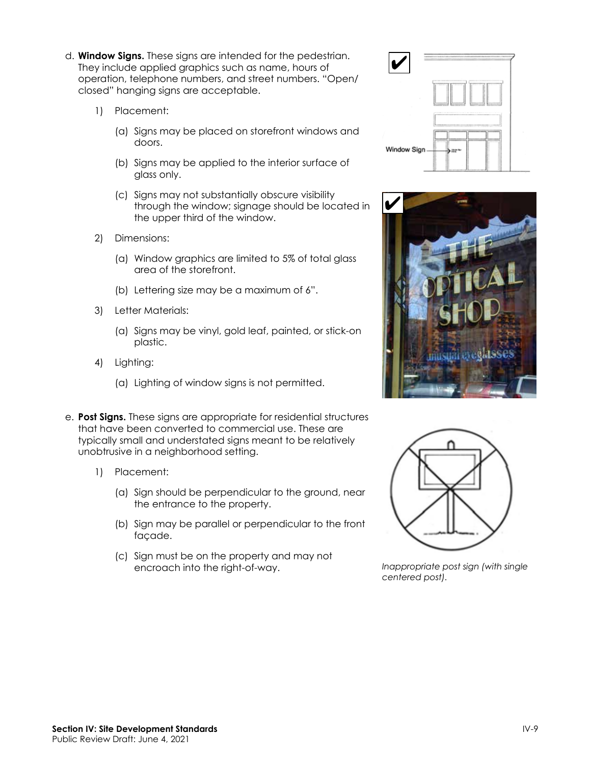d. **Window Signs.** These signs are intended for the pedestrian. They include applied graphics such as name, hours of operation, telephone numbers, and street numbers. "Open/closed" hanging signs are acceptable.

    1) Placement:

        (a) Signs may be placed on storefront windows and doors.

        (b) Signs may be applied to the interior surface of glass only.

        (c) Signs may not substantially obscure visibility through the window; signage should be located in the upper third of the window.

    2) Dimensions:

        (a) Window graphics are limited to 5% of total glass area of the storefront.

        (b) Lettering size may be a maximum of 6".

    3) Letter Materials:

        (a) Signs may be vinyl, gold leaf, painted, or stick-on plastic.

    4) Lighting:

        (a) Lighting of window signs is not permitted.

e. **Post Signs.** These signs are appropriate for residential structures that have been converted to commercial use. These are typically small and understated signs meant to be relatively unobtrusive in a neighborhood setting.

    1) Placement:

        (a) Sign should be perpendicular to the ground, near the entrance to the property.

        (b) Sign may be parallel or perpendicular to the front façade.

        (c) Sign must be on the property and may not encroach into the right-of-way.

*Inappropriate post sign (with single centered post).*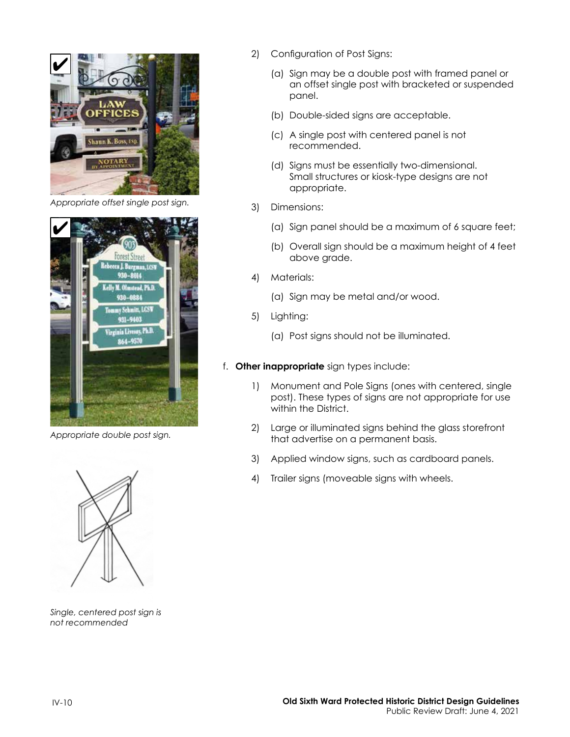Appropriate offset single post sign.

Appropriate double post sign.

Single, centered post sign is not recommended

2) Configuration of Post Signs:

   (a) Sign may be a double post with framed panel or an offset single post with bracketed or suspended panel.

   (b) Double-sided signs are acceptable.

   (c) A single post with centered panel is not recommended.

   (d) Signs must be essentially two-dimensional. Small structures or kiosk-type designs are not appropriate.

3) Dimensions:

   (a) Sign panel should be a maximum of 6 square feet;

   (b) Overall sign should be a maximum height of 4 feet above grade.

4) Materials:

   (a) Sign may be metal and/or wood.

5) Lighting:

   (a) Post signs should not be illuminated.

f. **Other inappropriate** sign types include:

   1) Monument and Pole Signs (ones with centered, single post). These types of signs are not appropriate for use within the District.

   2) Large or illuminated signs behind the glass storefront that advertise on a permanent basis.

   3) Applied window signs, such as cardboard panels.

   4) Trailer signs (moveable signs with wheels.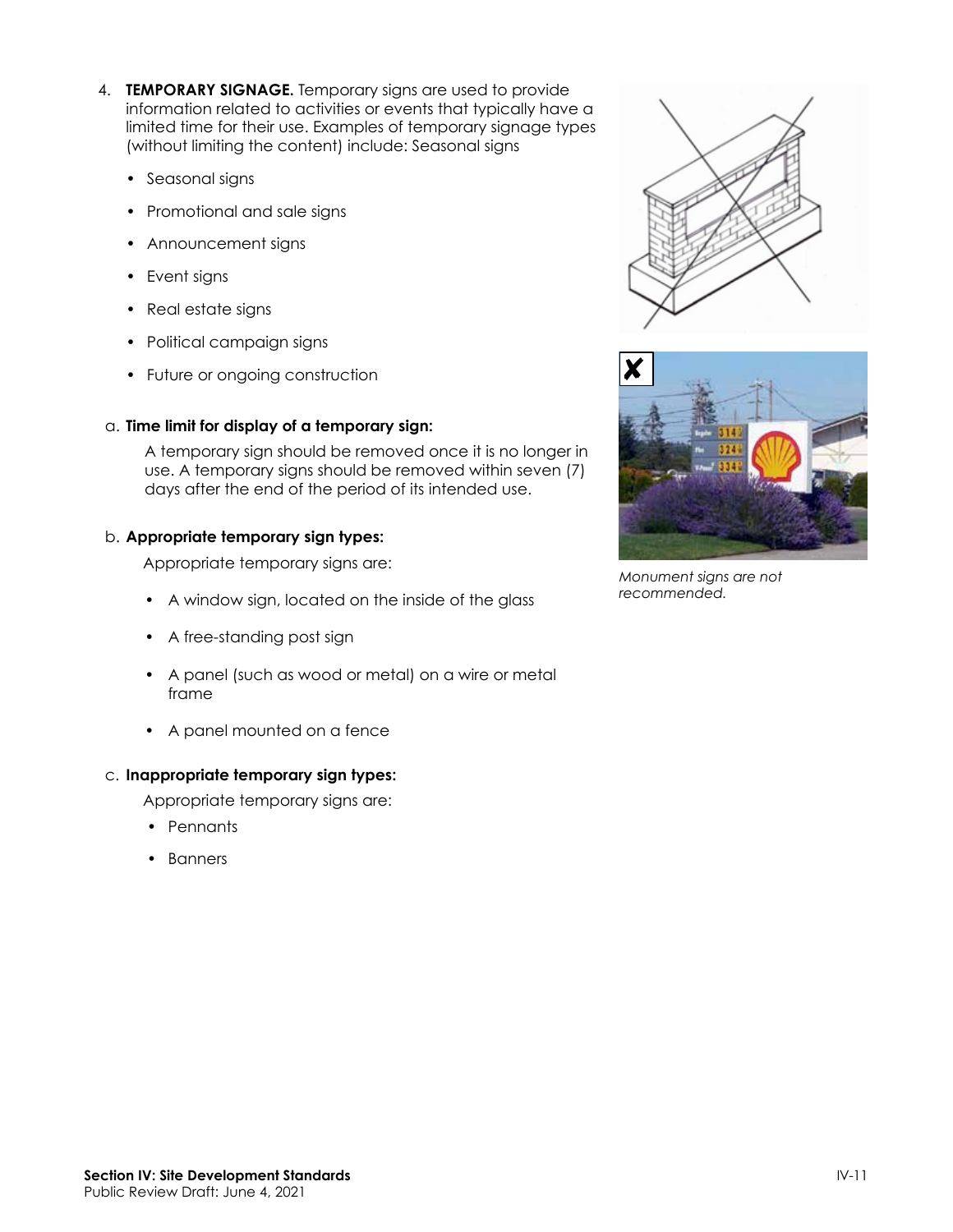4. **TEMPORARY SIGNAGE.** Temporary signs are used to provide information related to activities or events that typically have a limited time for their use. Examples of temporary signage types (without limiting the content) include: Seasonal signs

   - Seasonal signs
   - Promotional and sale signs
   - Announcement signs
   - Event signs
   - Real estate signs
   - Political campaign signs
   - Future or ongoing construction

   a. **Time limit for display of a temporary sign:**

   A temporary sign should be removed once it is no longer in use. A temporary signs should be removed within seven (7) days after the end of the period of its intended use.

   b. **Appropriate temporary sign types:**

   Appropriate temporary signs are:

   - A window sign, located on the inside of the glass
   - A free-standing post sign
   - A panel (such as wood or metal) on a wire or metal frame
   - A panel mounted on a fence

   c. **Inappropriate temporary sign types:**

   Appropriate temporary signs are:

   - Pennants
   - Banners

*Monument signs are not recommended.*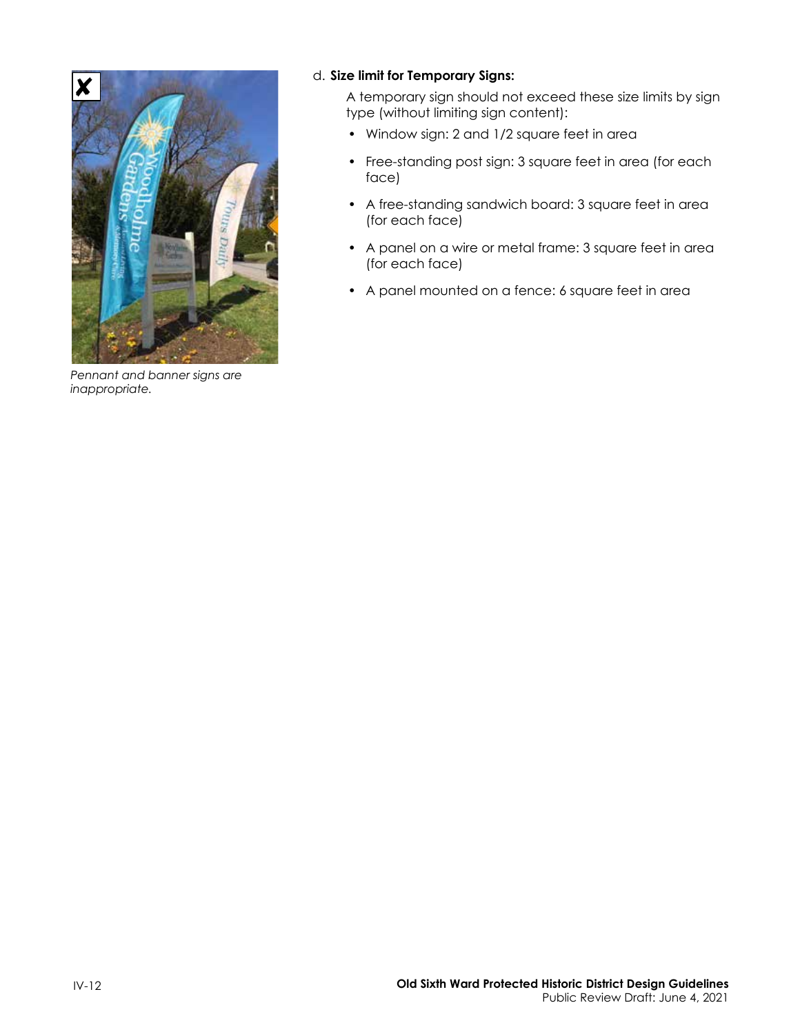*Pennant and banner signs are inappropriate.*

d. **Size limit for Temporary Signs:**

A temporary sign should not exceed these size limits by sign type (without limiting sign content):

- Window sign: 2 and 1/2 square feet in area
- Free-standing post sign: 3 square feet in area (for each face)
- A free-standing sandwich board: 3 square feet in area (for each face)
- A panel on a wire or metal frame: 3 square feet in area (for each face)
- A panel mounted on a fence: 6 square feet in area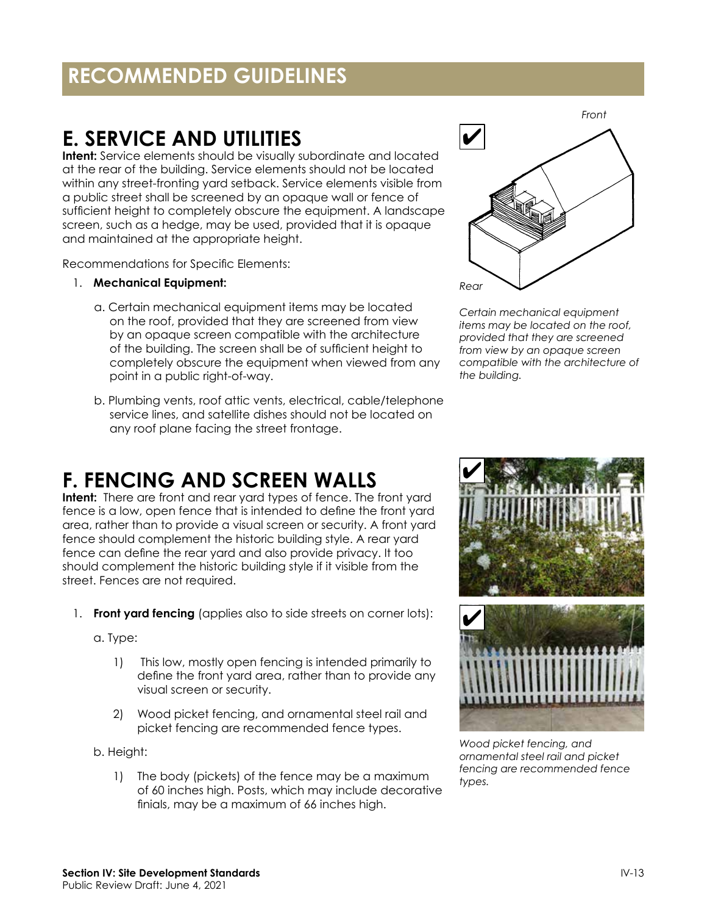# RECOMMENDED GUIDELINES

## E. SERVICE AND UTILITIES

**Intent:** Service elements should be visually subordinate and located at the rear of the building. Service elements should not be located within any street-fronting yard setback. Service elements visible from a public street shall be screened by an opaque wall or fence of sufficient height to completely obscure the equipment. A landscape screen, such as a hedge, may be used, provided that it is opaque and maintained at the appropriate height.

Recommendations for Specific Elements:

1. **Mechanical Equipment:**

   a. Certain mechanical equipment items may be located on the roof, provided that they are screened from view by an opaque screen compatible with the architecture of the building. The screen shall be of sufficient height to completely obscure the equipment when viewed from any point in a public right-of-way.

   b. Plumbing vents, roof attic vents, electrical, cable/telephone service lines, and satellite dishes should not be located on any roof plane facing the street frontage.

*Certain mechanical equipment items may be located on the roof, provided that they are screened from view by an opaque screen compatible with the architecture of the building.*

## F. FENCING AND SCREEN WALLS

**Intent:** There are front and rear yard types of fence. The front yard fence is a low, open fence that is intended to define the front yard area, rather than to provide a visual screen or security. A front yard fence should complement the historic building style. A rear yard fence can define the rear yard and also provide privacy. It too should complement the historic building style if it visible from the street. Fences are not required.

1. **Front yard fencing** (applies also to side streets on corner lots):

   a. Type:

      1) This low, mostly open fencing is intended primarily to define the front yard area, rather than to provide any visual screen or security.

      2) Wood picket fencing, and ornamental steel rail and picket fencing are recommended fence types.

   b. Height:

      1) The body (pickets) of the fence may be a maximum of 60 inches high. Posts, which may include decorative finials, may be a maximum of 66 inches high.

*Wood picket fencing, and ornamental steel rail and picket fencing are recommended fence types.*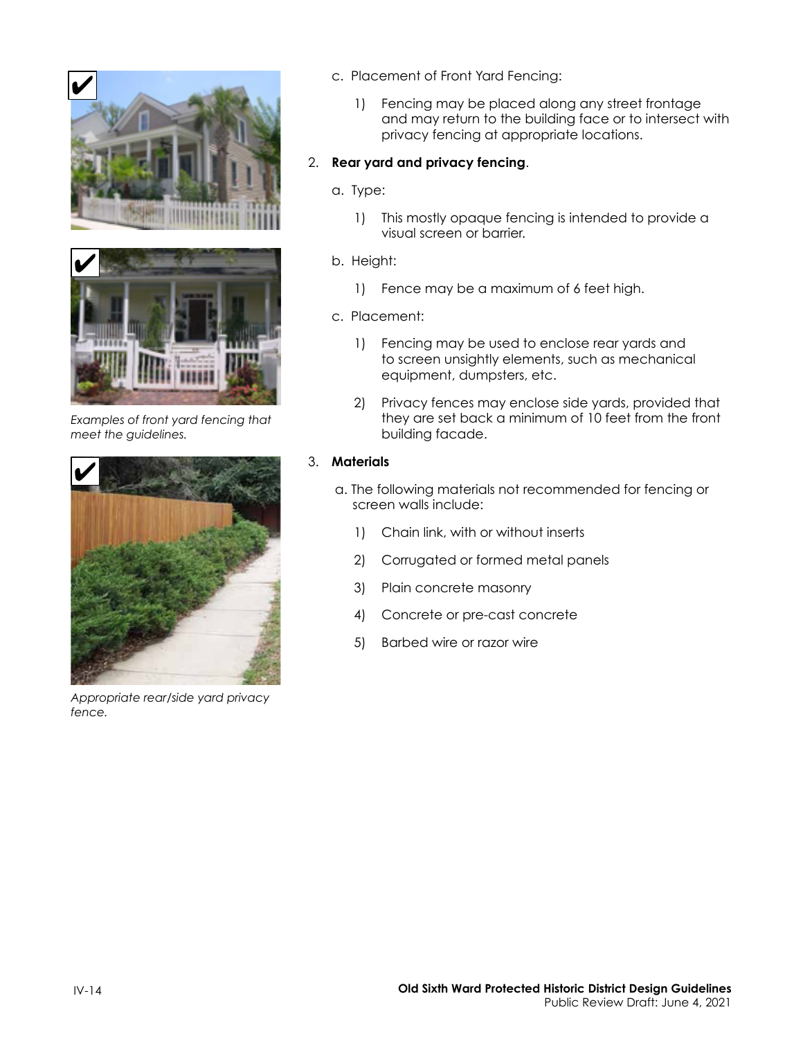*Examples of front yard fencing that meet the guidelines.*

*Appropriate rear/side yard privacy fence.*

c. Placement of Front Yard Fencing:

1) Fencing may be placed along any street frontage and may return to the building face or to intersect with privacy fencing at appropriate locations.

2. **Rear yard and privacy fencing**.

a. Type:

1) This mostly opaque fencing is intended to provide a visual screen or barrier.

b. Height:

1) Fence may be a maximum of 6 feet high.

c. Placement:

1) Fencing may be used to enclose rear yards and to screen unsightly elements, such as mechanical equipment, dumpsters, etc.

2) Privacy fences may enclose side yards, provided that they are set back a minimum of 10 feet from the front building facade.

3. **Materials**

a. The following materials not recommended for fencing or screen walls include:

1) Chain link, with or without inserts

2) Corrugated or formed metal panels

3) Plain concrete masonry

4) Concrete or pre-cast concrete

5) Barbed wire or razor wire